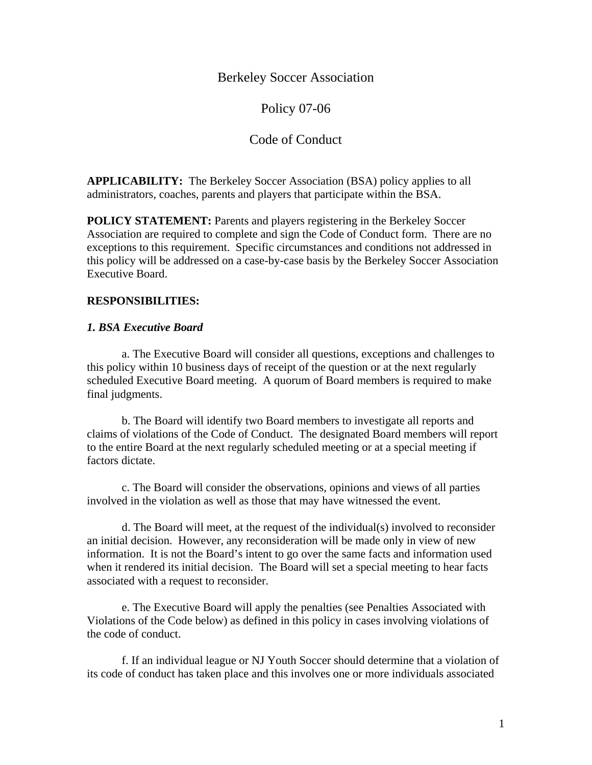# Berkeley Soccer Association

## Policy 07-06

## Code of Conduct

**APPLICABILITY:** The Berkeley Soccer Association (BSA) policy applies to all administrators, coaches, parents and players that participate within the BSA.

**POLICY STATEMENT:** Parents and players registering in the Berkeley Soccer Association are required to complete and sign the Code of Conduct form. There are no exceptions to this requirement. Specific circumstances and conditions not addressed in this policy will be addressed on a case-by-case basis by the Berkeley Soccer Association Executive Board.

**RESPONSIBILITIES:**

***1. BSA Executive Board***

a. The Executive Board will consider all questions, exceptions and challenges to this policy within 10 business days of receipt of the question or at the next regularly scheduled Executive Board meeting. A quorum of Board members is required to make final judgments.

b. The Board will identify two Board members to investigate all reports and claims of violations of the Code of Conduct. The designated Board members will report to the entire Board at the next regularly scheduled meeting or at a special meeting if factors dictate.

c. The Board will consider the observations, opinions and views of all parties involved in the violation as well as those that may have witnessed the event.

d. The Board will meet, at the request of the individual(s) involved to reconsider an initial decision. However, any reconsideration will be made only in view of new information. It is not the Board's intent to go over the same facts and information used when it rendered its initial decision. The Board will set a special meeting to hear facts associated with a request to reconsider.

e. The Executive Board will apply the penalties (see Penalties Associated with Violations of the Code below) as defined in this policy in cases involving violations of the code of conduct.

f. If an individual league or NJ Youth Soccer should determine that a violation of its code of conduct has taken place and this involves one or more individuals associated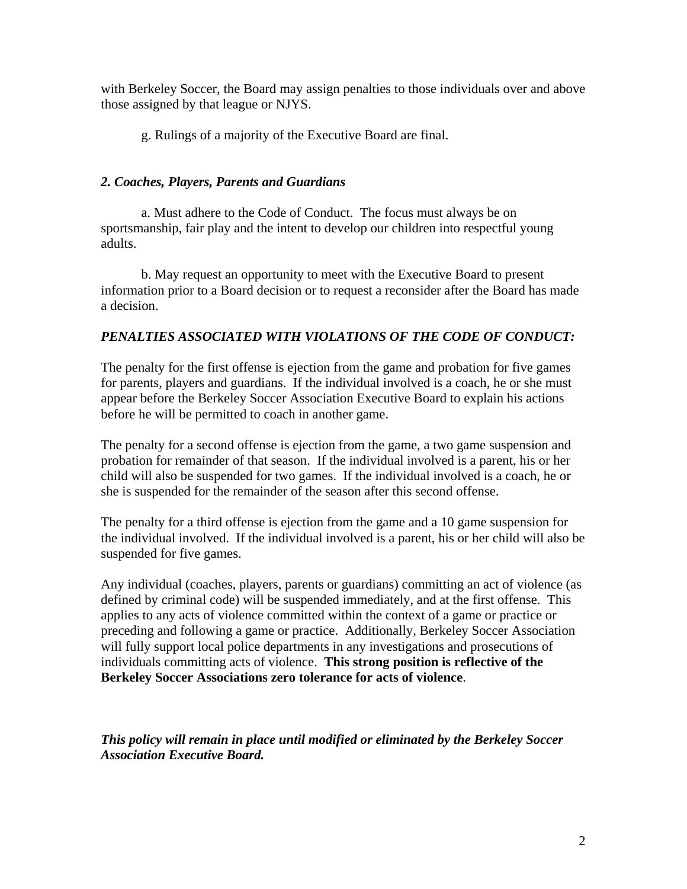with Berkeley Soccer, the Board may assign penalties to those individuals over and above those assigned by that league or NJYS.

g. Rulings of a majority of the Executive Board are final.

### *2. Coaches, Players, Parents and Guardians*

a. Must adhere to the Code of Conduct. The focus must always be on sportsmanship, fair play and the intent to develop our children into respectful young adults.

b. May request an opportunity to meet with the Executive Board to present information prior to a Board decision or to request a reconsider after the Board has made a decision.

### *PENALTIES ASSOCIATED WITH VIOLATIONS OF THE CODE OF CONDUCT:*

The penalty for the first offense is ejection from the game and probation for five games for parents, players and guardians. If the individual involved is a coach, he or she must appear before the Berkeley Soccer Association Executive Board to explain his actions before he will be permitted to coach in another game.

The penalty for a second offense is ejection from the game, a two game suspension and probation for remainder of that season. If the individual involved is a parent, his or her child will also be suspended for two games. If the individual involved is a coach, he or she is suspended for the remainder of the season after this second offense.

The penalty for a third offense is ejection from the game and a 10 game suspension for the individual involved. If the individual involved is a parent, his or her child will also be suspended for five games.

Any individual (coaches, players, parents or guardians) committing an act of violence (as defined by criminal code) will be suspended immediately, and at the first offense. This applies to any acts of violence committed within the context of a game or practice or preceding and following a game or practice. Additionally, Berkeley Soccer Association will fully support local police departments in any investigations and prosecutions of individuals committing acts of violence. **This strong position is reflective of the Berkeley Soccer Associations zero tolerance for acts of violence**.

***This policy will remain in place until modified or eliminated by the Berkeley Soccer Association Executive Board.***